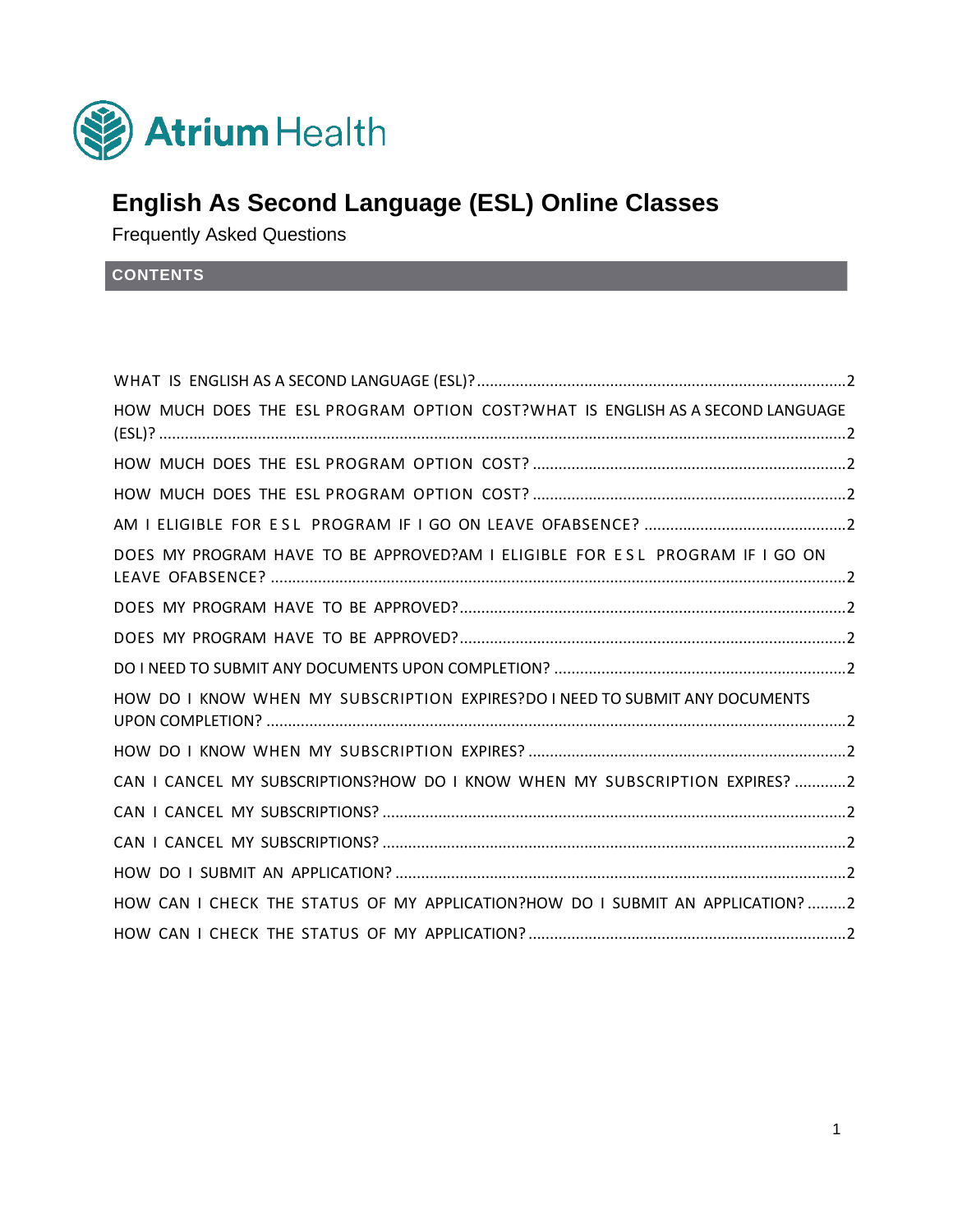Atrium Health

# English As Second Language (ESL) Online Classes

Frequently Asked Questions

## CONTENTS

WHAT IS ENGLISH AS A SECOND LANGUAGE (ESL)? .....2

HOW MUCH DOES THE ESL PROGRAM OPTION COST?WHAT IS ENGLISH AS A SECOND LANGUAGE (ESL)? .....2

HOW MUCH DOES THE ESL PROGRAM OPTION COST? .....2

HOW MUCH DOES THE ESL PROGRAM OPTION COST? .....2

AM I ELIGIBLE FOR E S L PROGRAM IF I GO ON LEAVE OFABSENCE? .....2

DOES MY PROGRAM HAVE TO BE APPROVED?AM I ELIGIBLE FOR E S L PROGRAM IF I GO ON LEAVE OFABSENCE? .....2

DOES MY PROGRAM HAVE TO BE APPROVED? .....2

DOES MY PROGRAM HAVE TO BE APPROVED? .....2

DO I NEED TO SUBMIT ANY DOCUMENTS UPON COMPLETION? .....2

HOW DO I KNOW WHEN MY SUBSCRIPTION EXPIRES?DO I NEED TO SUBMIT ANY DOCUMENTS UPON COMPLETION? .....2

HOW DO I KNOW WHEN MY SUBSCRIPTION EXPIRES? .....2

CAN I CANCEL MY SUBSCRIPTIONS?HOW DO I KNOW WHEN MY SUBSCRIPTION EXPIRES? .....2

CAN I CANCEL MY SUBSCRIPTIONS? .....2

CAN I CANCEL MY SUBSCRIPTIONS? .....2

HOW DO I SUBMIT AN APPLICATION? .....2

HOW CAN I CHECK THE STATUS OF MY APPLICATION?HOW DO I SUBMIT AN APPLICATION? .....2

HOW CAN I CHECK THE STATUS OF MY APPLICATION? .....2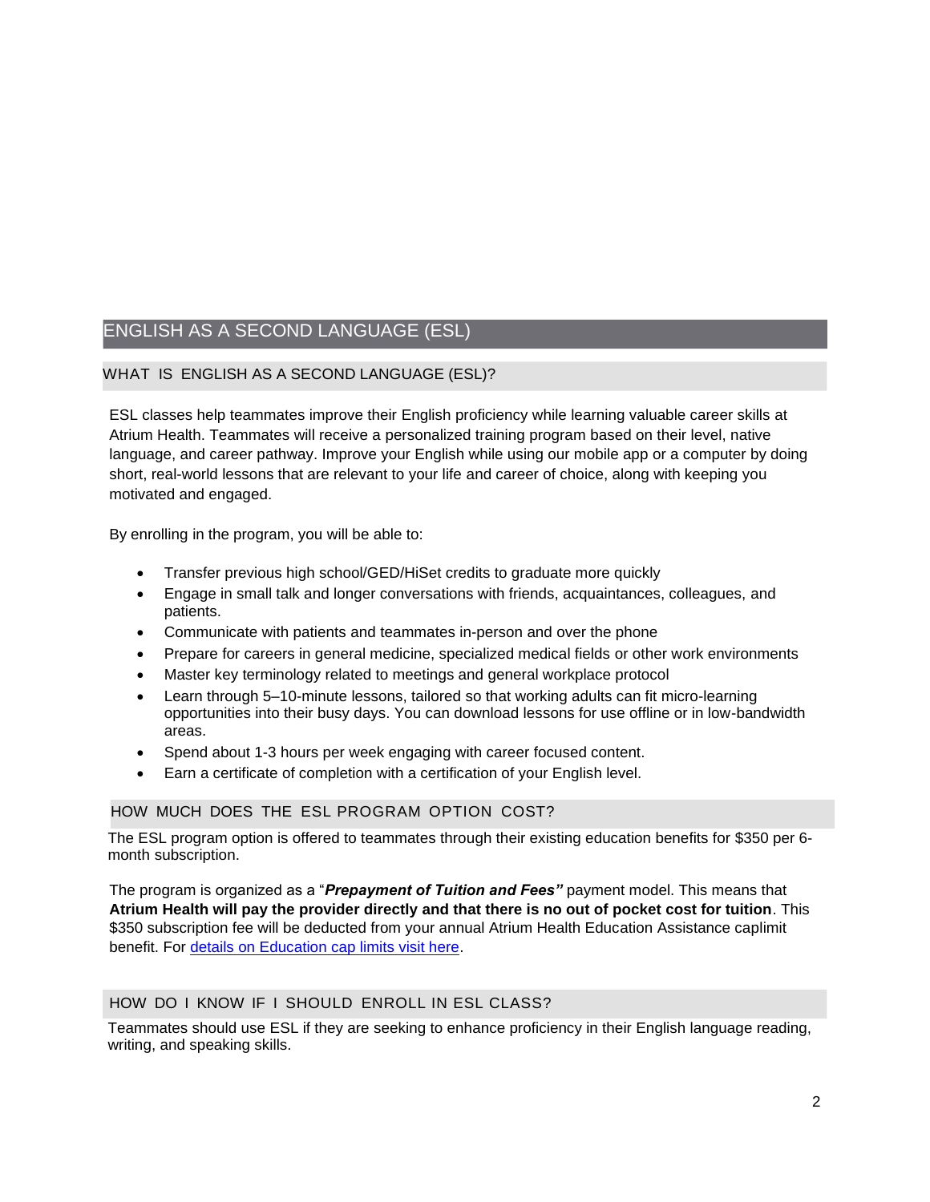# ENGLISH AS A SECOND LANGUAGE (ESL)

## WHAT IS ENGLISH AS A SECOND LANGUAGE (ESL)?

ESL classes help teammates improve their English proficiency while learning valuable career skills at Atrium Health. Teammates will receive a personalized training program based on their level, native language, and career pathway. Improve your English while using our mobile app or a computer by doing short, real-world lessons that are relevant to your life and career of choice, along with keeping you motivated and engaged.

By enrolling in the program, you will be able to:

- Transfer previous high school/GED/HiSet credits to graduate more quickly
- Engage in small talk and longer conversations with friends, acquaintances, colleagues, and patients.
- Communicate with patients and teammates in-person and over the phone
- Prepare for careers in general medicine, specialized medical fields or other work environments
- Master key terminology related to meetings and general workplace protocol
- Learn through 5–10-minute lessons, tailored so that working adults can fit micro-learning opportunities into their busy days. You can download lessons for use offline or in low-bandwidth areas.
- Spend about 1-3 hours per week engaging with career focused content.
- Earn a certificate of completion with a certification of your English level.

## HOW MUCH DOES THE ESL PROGRAM OPTION COST?

The ESL program option is offered to teammates through their existing education benefits for $350 per 6-month subscription.

The program is organized as a "***Prepayment of Tuition and Fees"*** payment model. This means that **Atrium Health will pay the provider directly and that there is no out of pocket cost for tuition**. This $350 subscription fee will be deducted from your annual Atrium Health Education Assistance caplimit benefit. For [details on Education cap limits visit here](#).

## HOW DO I KNOW IF I SHOULD ENROLL IN ESL CLASS?

Teammates should use ESL if they are seeking to enhance proficiency in their English language reading, writing, and speaking skills.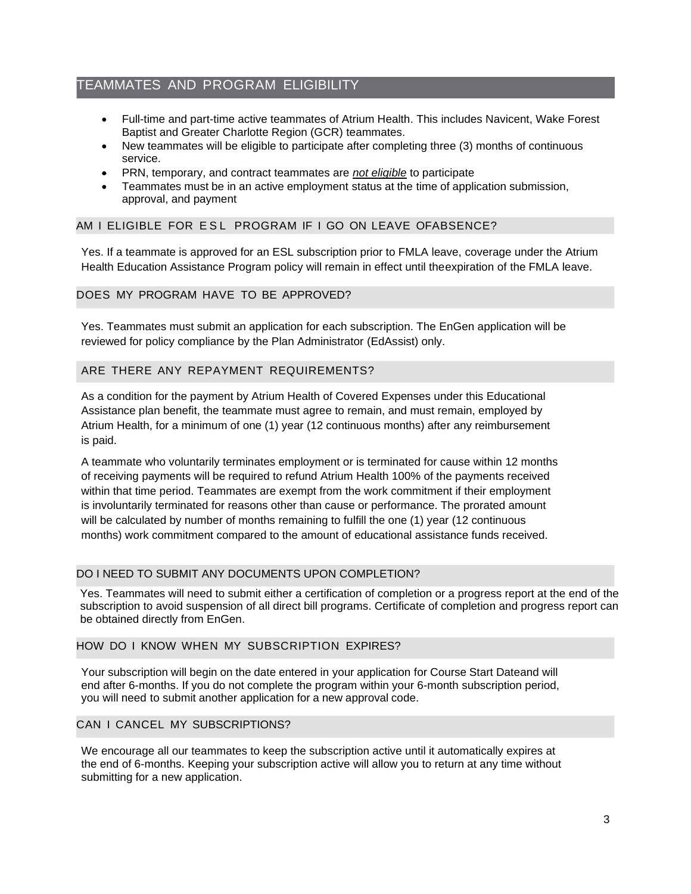## TEAMMATES AND PROGRAM ELIGIBILITY

- Full-time and part-time active teammates of Atrium Health. This includes Navicent, Wake Forest Baptist and Greater Charlotte Region (GCR) teammates.
- New teammates will be eligible to participate after completing three (3) months of continuous service.
- PRN, temporary, and contract teammates are ***not eligible*** to participate
- Teammates must be in an active employment status at the time of application submission, approval, and payment

### AM I ELIGIBLE FOR ESL PROGRAM IF I GO ON LEAVE OFABSENCE?

Yes. If a teammate is approved for an ESL subscription prior to FMLA leave, coverage under the Atrium Health Education Assistance Program policy will remain in effect until theexpiration of the FMLA leave.

### DOES MY PROGRAM HAVE TO BE APPROVED?

Yes. Teammates must submit an application for each subscription. The EnGen application will be reviewed for policy compliance by the Plan Administrator (EdAssist) only.

### ARE THERE ANY REPAYMENT REQUIREMENTS?

As a condition for the payment by Atrium Health of Covered Expenses under this Educational Assistance plan benefit, the teammate must agree to remain, and must remain, employed by Atrium Health, for a minimum of one (1) year (12 continuous months) after any reimbursement is paid.

A teammate who voluntarily terminates employment or is terminated for cause within 12 months of receiving payments will be required to refund Atrium Health 100% of the payments received within that time period. Teammates are exempt from the work commitment if their employment is involuntarily terminated for reasons other than cause or performance. The prorated amount will be calculated by number of months remaining to fulfill the one (1) year (12 continuous months) work commitment compared to the amount of educational assistance funds received.

### DO I NEED TO SUBMIT ANY DOCUMENTS UPON COMPLETION?

Yes. Teammates will need to submit either a certification of completion or a progress report at the end of the subscription to avoid suspension of all direct bill programs. Certificate of completion and progress report can be obtained directly from EnGen.

### HOW DO I KNOW WHEN MY SUBSCRIPTION EXPIRES?

Your subscription will begin on the date entered in your application for Course Start Dateand will end after 6-months. If you do not complete the program within your 6-month subscription period, you will need to submit another application for a new approval code.

### CAN I CANCEL MY SUBSCRIPTIONS?

We encourage all our teammates to keep the subscription active until it automatically expires at the end of 6-months. Keeping your subscription active will allow you to return at any time without submitting for a new application.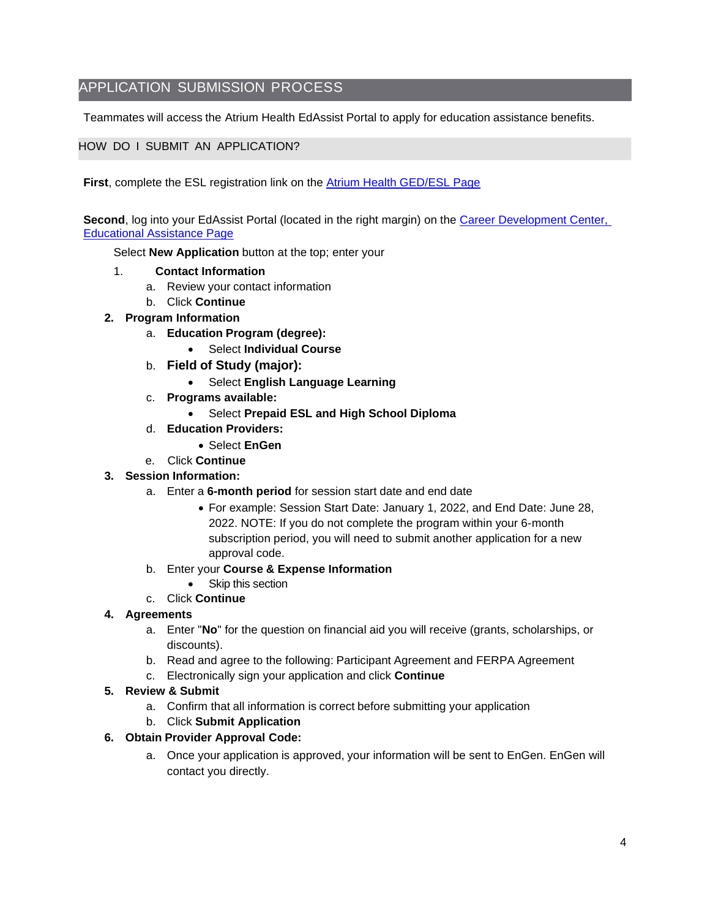## APPLICATION SUBMISSION PROCESS

Teammates will access the Atrium Health EdAssist Portal to apply for education assistance benefits.

### HOW DO I SUBMIT AN APPLICATION?

**First**, complete the ESL registration link on the Atrium Health GED/ESL Page

**Second**, log into your EdAssist Portal (located in the right margin) on the Career Development Center, Educational Assistance Page

Select **New Application** button at the top; enter your

1. **Contact Information**
   a. Review your contact information
   b. Click **Continue**
2. **Program Information**
   a. **Education Program (degree):**
      - Select **Individual Course**
   b. **Field of Study (major):**
      - Select **English Language Learning**
   c. **Programs available:**
      - Select **Prepaid ESL and High School Diploma**
   d. **Education Providers:**
      - Select **EnGen**
   e. Click **Continue**
3. **Session Information:**
   a. Enter a **6-month period** for session start date and end date
      - For example: Session Start Date: January 1, 2022, and End Date: June 28, 2022. NOTE: If you do not complete the program within your 6-month subscription period, you will need to submit another application for a new approval code.
   b. Enter your **Course & Expense Information**
      - Skip this section
   c. Click **Continue**
4. **Agreements**
   a. Enter "**No**" for the question on financial aid you will receive (grants, scholarships, or discounts).
   b. Read and agree to the following: Participant Agreement and FERPA Agreement
   c. Electronically sign your application and click **Continue**
5. **Review & Submit**
   a. Confirm that all information is correct before submitting your application
   b. Click **Submit Application**
6. **Obtain Provider Approval Code:**
   a. Once your application is approved, your information will be sent to EnGen. EnGen will contact you directly.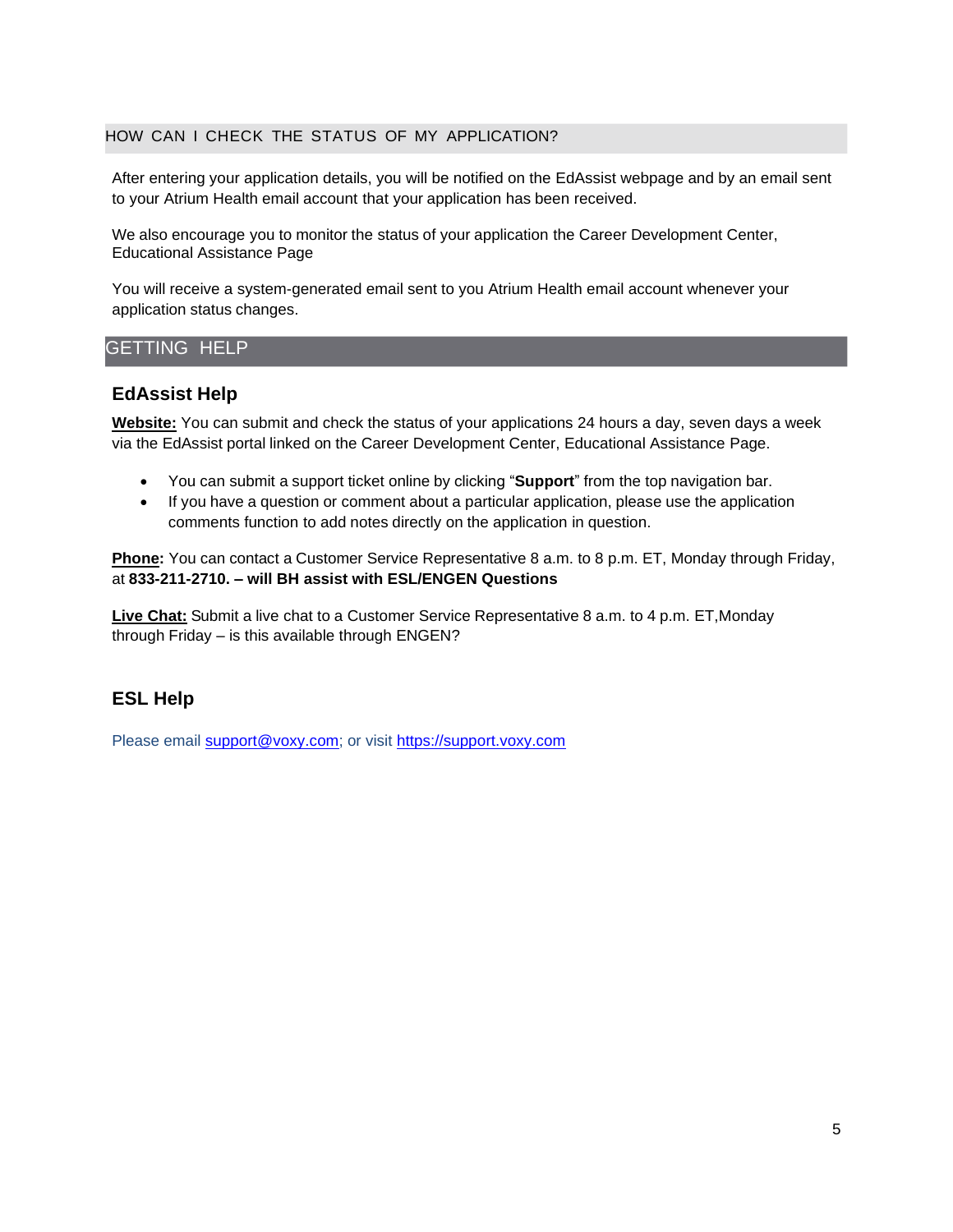## HOW CAN I CHECK THE STATUS OF MY APPLICATION?

After entering your application details, you will be notified on the EdAssist webpage and by an email sent to your Atrium Health email account that your application has been received.

We also encourage you to monitor the status of your application the Career Development Center, Educational Assistance Page

You will receive a system-generated email sent to you Atrium Health email account whenever your application status changes.

## GETTING HELP

### EdAssist Help

**Website:** You can submit and check the status of your applications 24 hours a day, seven days a week via the EdAssist portal linked on the Career Development Center, Educational Assistance Page.

- You can submit a support ticket online by clicking "**Support**" from the top navigation bar.
- If you have a question or comment about a particular application, please use the application comments function to add notes directly on the application in question.

**Phone:** You can contact a Customer Service Representative 8 a.m. to 8 p.m. ET, Monday through Friday, at **833-211-2710. – will BH assist with ESL/ENGEN Questions**

**Live Chat:** Submit a live chat to a Customer Service Representative 8 a.m. to 4 p.m. ET,Monday through Friday – is this available through ENGEN?

### ESL Help

Please email support@voxy.com; or visit https://support.voxy.com